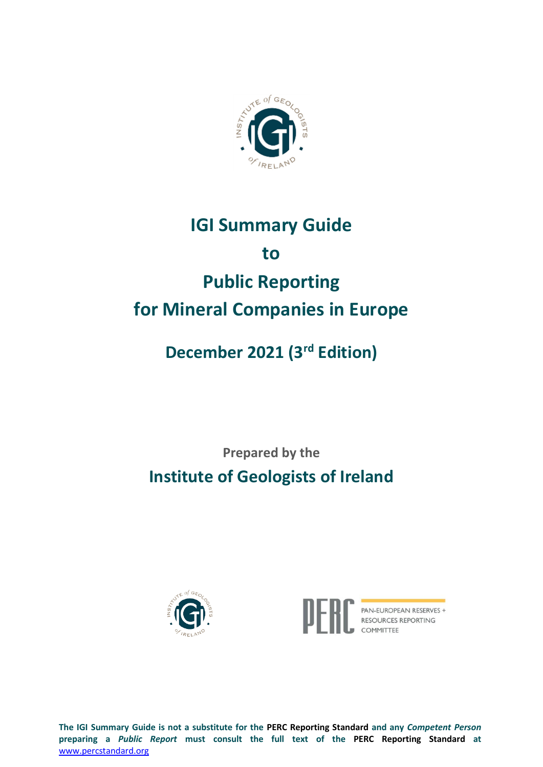# IGI Summary Guide

# to

# Public Reporting

# for Mineral Companies in Europe

## December 2021 (3rd Edition)

Prepared by the

## Institute of Geologists of Ireland

PAN-EUROPEAN RESERVES + RESOURCES REPORTING COMMITTEE

**The IGI Summary Guide is not a substitute for the PERC Reporting Standard and any *Competent Person* preparing a *Public Report* must consult the full text of the PERC Reporting Standard at** [www.percstandard.org](www.percstandard.org)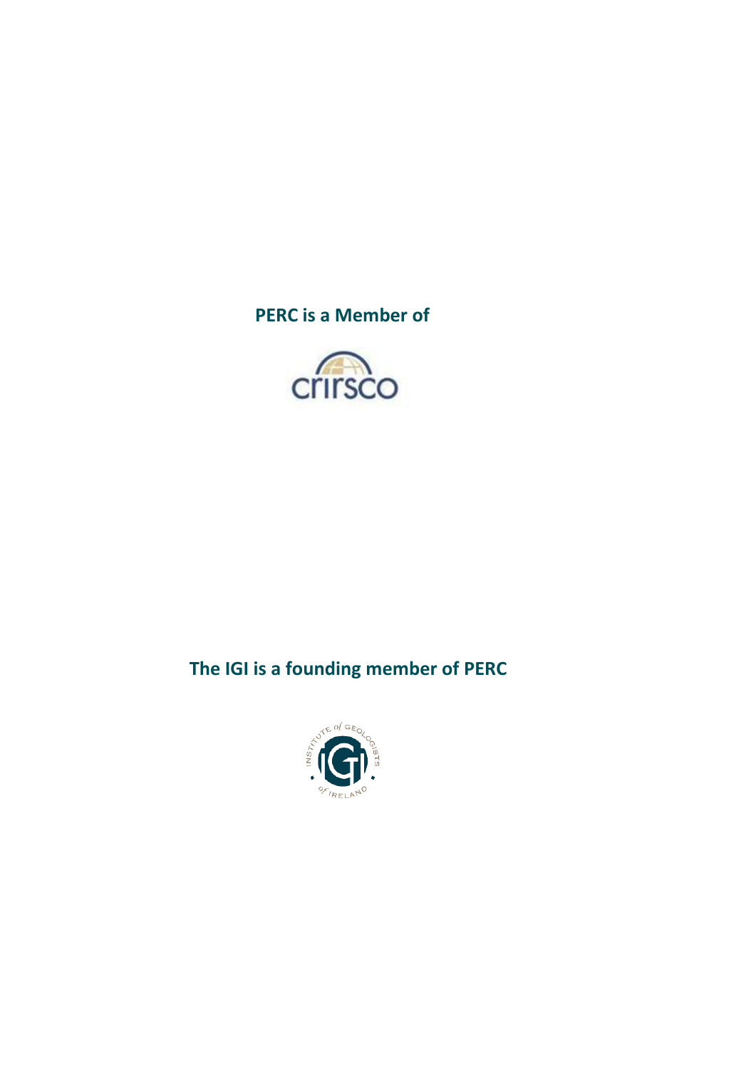**PERC is a Member of**

crirsco

**The IGI is a founding member of PERC**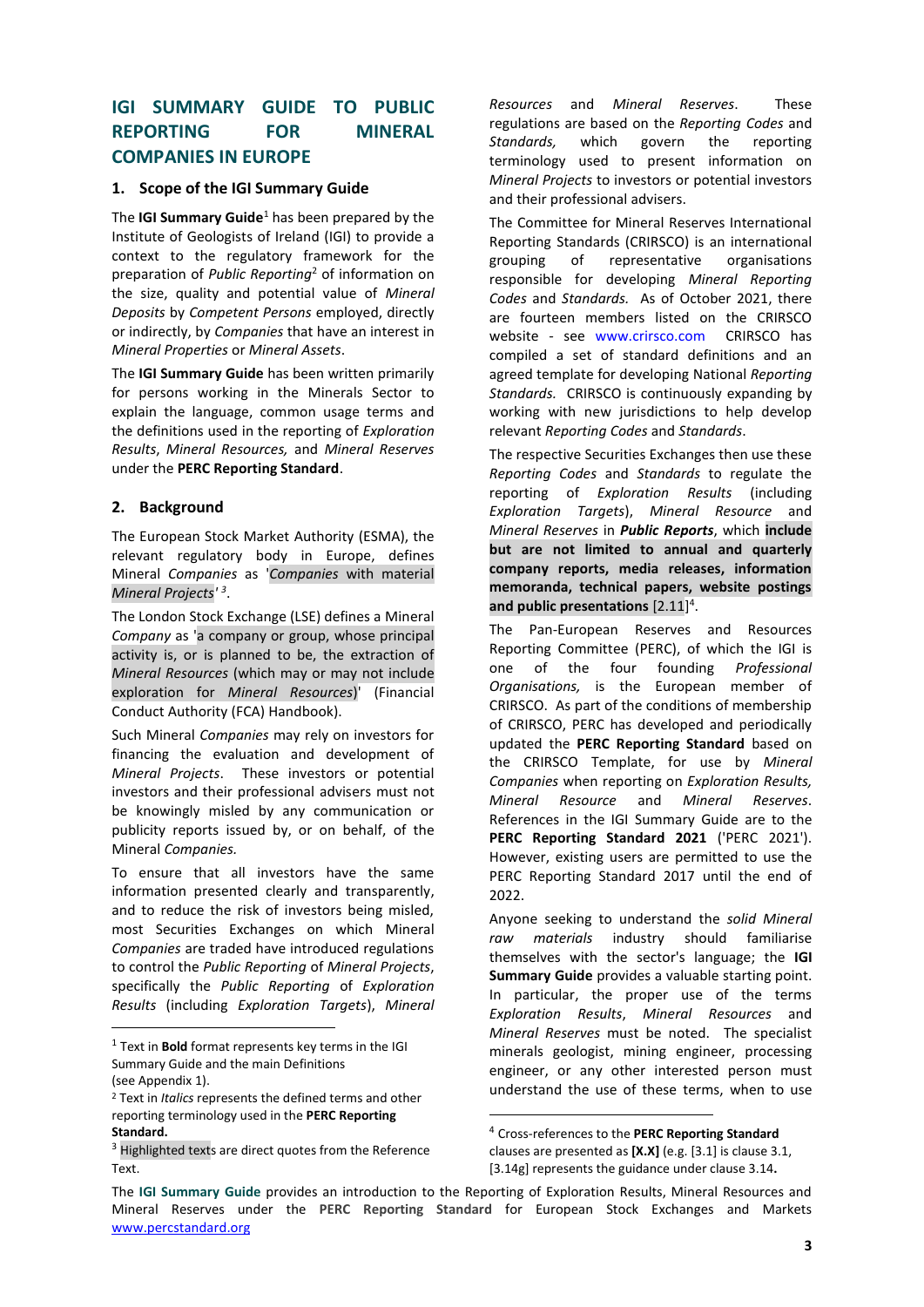# IGI SUMMARY GUIDE TO PUBLIC REPORTING FOR MINERAL COMPANIES IN EUROPE

## 1. Scope of the IGI Summary Guide

The **IGI Summary Guide**[1] has been prepared by the Institute of Geologists of Ireland (IGI) to provide a context to the regulatory framework for the preparation of *Public Reporting*[2] of information on the size, quality and potential value of *Mineral Deposits* by *Competent Persons* employed, directly or indirectly, by *Companies* that have an interest in *Mineral Properties* or *Mineral Assets*.

The **IGI Summary Guide** has been written primarily for persons working in the Minerals Sector to explain the language, common usage terms and the definitions used in the reporting of *Exploration Results*, *Mineral Resources,* and *Mineral Reserves* under the **PERC Reporting Standard**.

## 2. Background

The European Stock Market Authority (ESMA), the relevant regulatory body in Europe, defines Mineral *Companies* as '*Companies* with material *Mineral Projects*'[3].

The London Stock Exchange (LSE) defines a Mineral *Company* as 'a company or group, whose principal activity is, or is planned to be, the extraction of *Mineral Resources* (which may or may not include exploration for *Mineral Resources*)' (Financial Conduct Authority (FCA) Handbook).

Such Mineral *Companies* may rely on investors for financing the evaluation and development of *Mineral Projects*. These investors or potential investors and their professional advisers must not be knowingly misled by any communication or publicity reports issued by, or on behalf, of the Mineral *Companies.*

To ensure that all investors have the same information presented clearly and transparently, and to reduce the risk of investors being misled, most Securities Exchanges on which Mineral *Companies* are traded have introduced regulations to control the *Public Reporting* of *Mineral Projects*, specifically the *Public Reporting* of *Exploration Results* (including *Exploration Targets*), *Mineral Resources* and *Mineral Reserves*. These regulations are based on the *Reporting Codes* and *Standards,* which govern the reporting terminology used to present information on *Mineral Projects* to investors or potential investors and their professional advisers.

The Committee for Mineral Reserves International Reporting Standards (CRIRSCO) is an international grouping of representative organisations responsible for developing *Mineral Reporting Codes* and *Standards.* As of October 2021, there are fourteen members listed on the CRIRSCO website - see www.crirsco.com CRIRSCO has compiled a set of standard definitions and an agreed template for developing National *Reporting Standards.* CRIRSCO is continuously expanding by working with new jurisdictions to help develop relevant *Reporting Codes* and *Standards*.

The respective Securities Exchanges then use these *Reporting Codes* and *Standards* to regulate the reporting of *Exploration Results* (including *Exploration Targets*), *Mineral Resource* and *Mineral Reserves* in ***Public Reports***, which **include but are not limited to annual and quarterly company reports, media releases, information memoranda, technical papers, website postings and public presentations** [2.11][4].

The Pan-European Reserves and Resources Reporting Committee (PERC), of which the IGI is one of the four founding *Professional Organisations,* is the European member of CRIRSCO. As part of the conditions of membership of CRIRSCO, PERC has developed and periodically updated the **PERC Reporting Standard** based on the CRIRSCO Template, for use by *Mineral Companies* when reporting on *Exploration Results, Mineral Resource* and *Mineral Reserves*. References in the IGI Summary Guide are to the **PERC Reporting Standard 2021** ('PERC 2021'). However, existing users are permitted to use the PERC Reporting Standard 2017 until the end of 2022.

Anyone seeking to understand the *solid Mineral raw materials* industry should familiarise themselves with the sector's language; the **IGI Summary Guide** provides a valuable starting point. In particular, the proper use of the terms *Exploration Results*, *Mineral Resources* and *Mineral Reserves* must be noted. The specialist minerals geologist, mining engineer, processing engineer, or any other interested person must understand the use of these terms, when to use

---

[1] Text in **Bold** format represents key terms in the IGI Summary Guide and the main Definitions (see Appendix 1).

[2] Text in *Italics* represents the defined terms and other reporting terminology used in the **PERC Reporting Standard.**

[3] Highlighted texts are direct quotes from the Reference Text.

[4] Cross-references to the **PERC Reporting Standard** clauses are presented as **[X.X]** (e.g. [3.1] is clause 3.1, [3.14g] represents the guidance under clause 3.14**.**

The **IGI Summary Guide** provides an introduction to the Reporting of Exploration Results, Mineral Resources and Mineral Reserves under the **PERC Reporting Standard** for European Stock Exchanges and Markets www.percstandard.org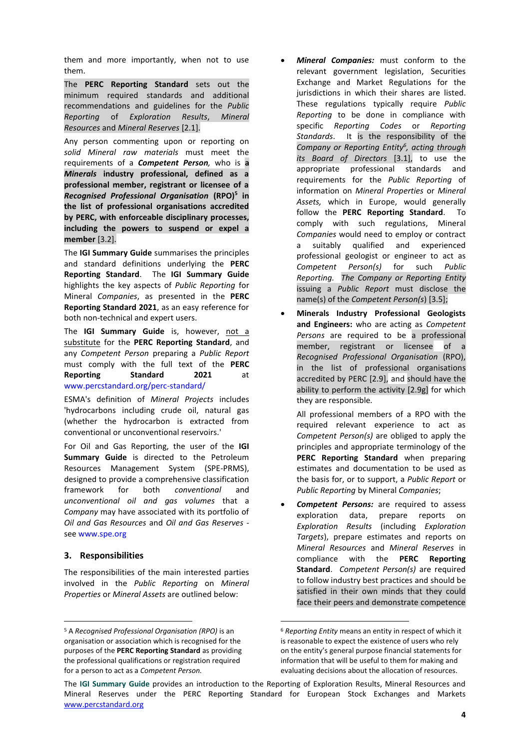them and more importantly, when not to use them.

The **PERC Reporting Standard** sets out the minimum required standards and additional recommendations and guidelines for the *Public Reporting* of *Exploration Results*, *Mineral Resources* and *Mineral Reserves* [2.1].

Any person commenting upon or reporting on *solid Mineral raw materials* must meet the requirements of a ***Competent Person,*** who is **a *Minerals* industry professional, defined as a professional member, registrant or licensee of a *Recognised Professional Organisation* (RPO)[5] in the list of professional organisations accredited by PERC, with enforceable disciplinary processes, including the powers to suspend or expel a member** [3.2].

The **IGI Summary Guide** summarises the principles and standard definitions underlying the **PERC Reporting Standard**. The **IGI Summary Guide** highlights the key aspects of *Public Reporting* for Mineral *Companies*, as presented in the **PERC Reporting Standard 2021**, as an easy reference for both non-technical and expert users.

The **IGI Summary Guide** is, however, not a substitute for the **PERC Reporting Standard**, and any *Competent Person* preparing a *Public Report* must comply with the full text of the **PERC Reporting Standard 2021** at www.percstandard.org/perc-standard/

ESMA's definition of *Mineral Projects* includes 'hydrocarbons including crude oil, natural gas (whether the hydrocarbon is extracted from conventional or unconventional reservoirs.'

For Oil and Gas Reporting, the user of the **IGI Summary Guide** is directed to the Petroleum Resources Management System (SPE-PRMS), designed to provide a comprehensive classification framework for both *conventional* and *unconventional oil and gas volumes* that a *Company* may have associated with its portfolio of *Oil and Gas Resources* and *Oil and Gas Reserves* - see www.spe.org

## 3. Responsibilities

The responsibilities of the main interested parties involved in the *Public Reporting* on *Mineral Properties* or *Mineral Assets* are outlined below:

- ***Mineral Companies:*** must conform to the relevant government legislation, Securities Exchange and Market Regulations for the jurisdictions in which their shares are listed. These regulations typically require *Public Reporting* to be done in compliance with specific *Reporting Codes* or *Reporting Standards*. It is the responsibility of the *Company or Reporting Entity*[6]*, acting through its Board of Directors* [3.1], to use the appropriate professional standards and requirements for the *Public Reporting* of information on *Mineral Properties* or *Mineral Assets,* which in Europe, would generally follow the **PERC Reporting Standard**. To comply with such regulations, Mineral *Companies* would need to employ or contract a suitably qualified and experienced professional geologist or engineer to act as *Competent Person(s)* for such *Public Reporting. The Company or Reporting Entity* issuing a *Public Report* must disclose the name(s) of the *Competent Person(s)* [3.5];
- **Minerals Industry Professional Geologists and Engineers:** who are acting as *Competent Persons* are required to be a professional member, registrant or licensee of a *Recognised Professional Organisation* (RPO), in the list of professional organisations accredited by PERC [2.9], and should have the ability to perform the activity [2.9g] for which they are responsible.

  All professional members of a RPO with the required relevant experience to act as *Competent Person(s)* are obliged to apply the principles and appropriate terminology of the **PERC Reporting Standard** when preparing estimates and documentation to be used as the basis for, or to support, a *Public Report* or *Public Reporting* by Mineral *Companies*;
- ***Competent Persons:*** are required to assess exploration data, prepare reports on *Exploration Results* (including *Exploration Targets*), prepare estimates and reports on *Mineral Resources* and *Mineral Reserves* in compliance with the **PERC Reporting Standard**. *Competent Person(s)* are required to follow industry best practices and should be satisfied in their own minds that they could face their peers and demonstrate competence

[5] A *Recognised Professional Organisation (RPO)* is an organisation or association which is recognised for the purposes of the **PERC Reporting Standard** as providing the professional qualifications or registration required for a person to act as a *Competent Person.*

[6] *Reporting Entity* means an entity in respect of which it is reasonable to expect the existence of users who rely on the entity's general purpose financial statements for information that will be useful to them for making and evaluating decisions about the allocation of resources.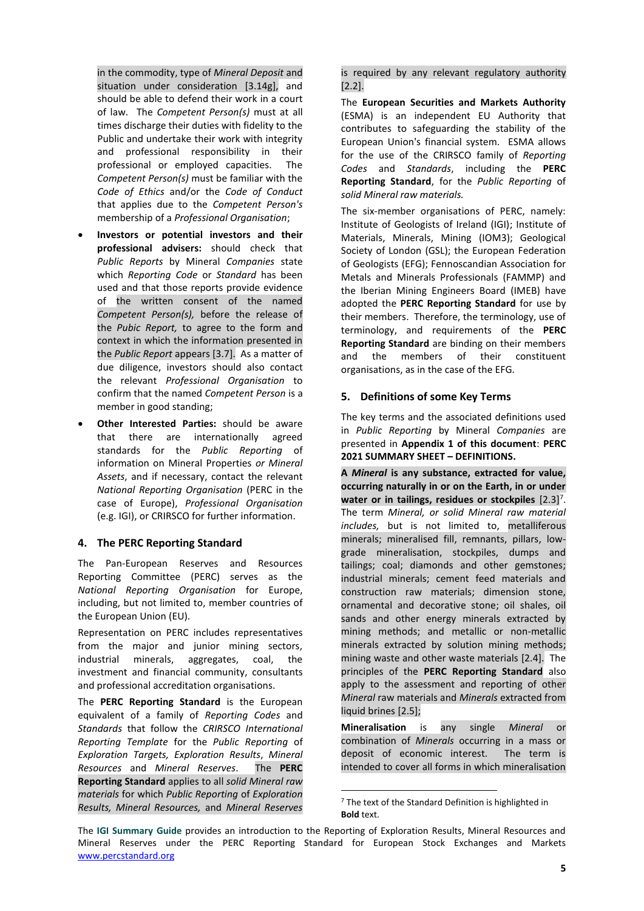in the commodity, type of *Mineral Deposit* and situation under consideration [3.14g], and should be able to defend their work in a court of law. The *Competent Person(s)* must at all times discharge their duties with fidelity to the Public and undertake their work with integrity and professional responsibility in their professional or employed capacities. The *Competent Person(s)* must be familiar with the *Code of Ethics* and/or the *Code of Conduct* that applies due to the *Competent Person's* membership of a *Professional Organisation*;

- **Investors or potential investors and their professional advisers:** should check that *Public Reports* by Mineral *Companies* state which *Reporting Code* or *Standard* has been used and that those reports provide evidence of the written consent of the named *Competent Person(s),* before the release of the *Pubic Report,* to agree to the form and context in which the information presented in the *Public Report* appears [3.7]. As a matter of due diligence, investors should also contact the relevant *Professional Organisation* to confirm that the named *Competent Person* is a member in good standing;
- **Other Interested Parties:** should be aware that there are internationally agreed standards for the *Public Reporting* of information on Mineral Properties *or Mineral Assets*, and if necessary, contact the relevant *National Reporting Organisation* (PERC in the case of Europe), *Professional Organisation* (e.g. IGI), or CRIRSCO for further information.

## 4. The PERC Reporting Standard

The Pan-European Reserves and Resources Reporting Committee (PERC) serves as the *National Reporting Organisation* for Europe, including, but not limited to, member countries of the European Union (EU).

Representation on PERC includes representatives from the major and junior mining sectors, industrial minerals, aggregates, coal, the investment and financial community, consultants and professional accreditation organisations.

The **PERC Reporting Standard** is the European equivalent of a family of *Reporting Codes* and *Standards* that follow the *CRIRSCO International Reporting Template* for the *Public Reporting* of *Exploration Targets, Exploration Results*, *Mineral Resources* and *Mineral Reserves*. The **PERC Reporting Standard** applies to all *solid Mineral raw materials* for which *Public Reporting* of *Exploration Results, Mineral Resources,* and *Mineral Reserves* is required by any relevant regulatory authority [2.2].

The **European Securities and Markets Authority** (ESMA) is an independent EU Authority that contributes to safeguarding the stability of the European Union's financial system. ESMA allows for the use of the CRIRSCO family of *Reporting Codes* and *Standards*, including the **PERC Reporting Standard**, for the *Public Reporting* of *solid Mineral raw materials.*

The six-member organisations of PERC, namely: Institute of Geologists of Ireland (IGI); Institute of Materials, Minerals, Mining (IOM3); Geological Society of London (GSL); the European Federation of Geologists (EFG); Fennoscandian Association for Metals and Minerals Professionals (FAMMP) and the Iberian Mining Engineers Board (IMEB) have adopted the **PERC Reporting Standard** for use by their members. Therefore, the terminology, use of terminology, and requirements of the **PERC Reporting Standard** are binding on their members and the members of their constituent organisations, as in the case of the EFG.

## 5. Definitions of some Key Terms

The key terms and the associated definitions used in *Public Reporting* by Mineral *Companies* are presented in **Appendix 1 of this document**: **PERC 2021 SUMMARY SHEET – DEFINITIONS.**

**A *Mineral* is any substance, extracted for value, occurring naturally in or on the Earth, in or under water or in tailings, residues or stockpiles** [2.3][7]. The term *Mineral, or solid Mineral raw material includes,* but is not limited to, metalliferous minerals; mineralised fill, remnants, pillars, low-grade mineralisation, stockpiles, dumps and tailings; coal; diamonds and other gemstones; industrial minerals; cement feed materials and construction raw materials; dimension stone, ornamental and decorative stone; oil shales, oil sands and other energy minerals extracted by mining methods; and metallic or non-metallic minerals extracted by solution mining methods; mining waste and other waste materials [2.4]. The principles of the **PERC Reporting Standard** also apply to the assessment and reporting of other *Mineral* raw materials and *Minerals* extracted from liquid brines [2.5];

**Mineralisation** is any single *Mineral* or combination of *Minerals* occurring in a mass or deposit of economic interest. The term is intended to cover all forms in which mineralisation

[7] The text of the Standard Definition is highlighted in **Bold** text.

The **IGI Summary Guide** provides an introduction to the Reporting of Exploration Results, Mineral Resources and Mineral Reserves under the **PERC Reporting Standard** for European Stock Exchanges and Markets www.percstandard.org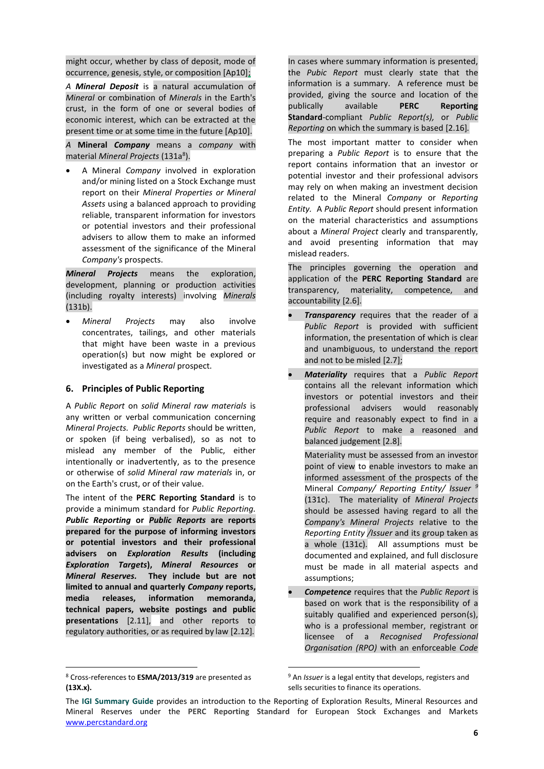might occur, whether by class of deposit, mode of occurrence, genesis, style, or composition [Ap10];

A ***Mineral Deposit*** is a natural accumulation of *Mineral* or combination of *Minerals* in the Earth's crust, in the form of one or several bodies of economic interest, which can be extracted at the present time or at some time in the future [Ap10].

A **Mineral *Company*** means a *company* with material *Mineral Projects* (131a[8]).

- A Mineral *Company* involved in exploration and/or mining listed on a Stock Exchange must report on their *Mineral Properties or Mineral Assets* using a balanced approach to providing reliable, transparent information for investors or potential investors and their professional advisers to allow them to make an informed assessment of the significance of the Mineral *Company's* prospects.

***Mineral Projects*** means the exploration, development, planning or production activities (including royalty interests) involving *Minerals* (131b).

- *Mineral Projects* may also involve concentrates, tailings, and other materials that might have been waste in a previous operation(s) but now might be explored or investigated as a *Mineral* prospect.

## 6. Principles of Public Reporting

A *Public Report* on *solid Mineral raw materials* is any written or verbal communication concerning *Mineral Projects. Public Reports* should be written, or spoken (if being verbalised), so as not to mislead any member of the Public, either intentionally or inadvertently, as to the presence or otherwise of *solid Mineral raw materials* in, or on the Earth's crust, or of their value.

The intent of the **PERC Reporting Standard** is to provide a minimum standard for *Public Reporting.* ***Public Reporting*** **or *Public Reports* are reports prepared for the purpose of informing investors or potential investors and their professional advisers on *Exploration Results* (including *Exploration Targets*), *Mineral Resources* or *Mineral Reserves.* They include but are not limited to annual and quarterly *Company* reports, media releases, information memoranda, technical papers, website postings and public presentations** [2.11], and other reports to regulatory authorities, or as required by law [2.12].

In cases where summary information is presented, the *Pubic Report* must clearly state that the information is a summary. A reference must be provided, giving the source and location of the publically available **PERC Reporting Standard**-compliant *Public Report(s),* or *Public Reporting* on which the summary is based [2.16].

The most important matter to consider when preparing a *Public Report* is to ensure that the report contains information that an investor or potential investor and their professional advisors may rely on when making an investment decision related to the Mineral *Company* or *Reporting Entity.* A *Public Report* should present information on the material characteristics and assumptions about a *Mineral Project* clearly and transparently, and avoid presenting information that may mislead readers.

The principles governing the operation and application of the **PERC Reporting Standard** are transparency, materiality, competence, and accountability [2.6].

- ***Transparency*** requires that the reader of a *Public Report* is provided with sufficient information, the presentation of which is clear and unambiguous, to understand the report and not to be misled [2.7];
- ***Materiality*** requires that a *Public Report* contains all the relevant information which investors or potential investors and their professional advisers would reasonably require and reasonably expect to find in a *Public Report* to make a reasoned and balanced judgement [2.8].

  Materiality must be assessed from an investor point of view to enable investors to make an informed assessment of the prospects of the Mineral *Company/ Reporting Entity/ Issuer* [9] (131c). The materiality of *Mineral Projects* should be assessed having regard to all the *Company's Mineral Projects* relative to the *Reporting Entity /Issuer* and its group taken as a whole (131c). All assumptions must be documented and explained, and full disclosure must be made in all material aspects and assumptions;
- ***Competence*** requires that the *Public Report* is based on work that is the responsibility of a suitably qualified and experienced person(s), who is a professional member, registrant or licensee of a *Recognised Professional Organisation (RPO)* with an enforceable *Code*

[8] Cross-references to **ESMA/2013/319** are presented as **(13X.x).**

[9] An *Issuer* is a legal entity that develops, registers and sells securities to finance its operations.

The **IGI Summary Guide** provides an introduction to the Reporting of Exploration Results, Mineral Resources and Mineral Reserves under the **PERC Reporting Standard** for European Stock Exchanges and Markets www.percstandard.org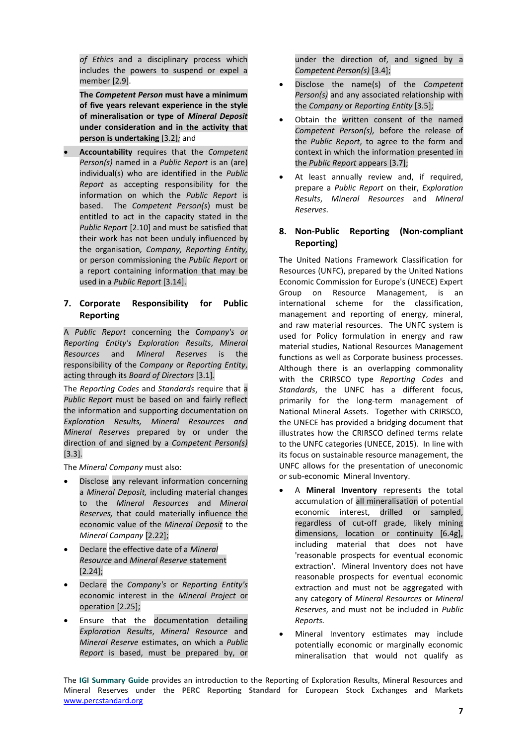*of Ethics* and a disciplinary process which includes the powers to suspend or expel a member [2.9].

**The *Competent Person* must have a minimum of five years relevant experience in the style of mineralisation or type of *Mineral Deposit* under consideration and in the activity that person is undertaking** [3.2]; and

- **Accountability** requires that the *Competent Person(s)* named in a *Public Report* is an (are) individual(s) who are identified in the *Public Report* as accepting responsibility for the information on which the *Public Report* is based. The *Competent Person(s)* must be entitled to act in the capacity stated in the *Public Report* [2.10] and must be satisfied that their work has not been unduly influenced by the organisation*, Company, Reporting Entity,* or person commissioning the *Public Report* or a report containing information that may be used in a *Public Report* [3.14].

## 7. Corporate Responsibility for Public Reporting

A *Public Report* concerning the *Company's or Reporting Entity's Exploration Results*, *Mineral Resources* and *Mineral Reserves* is the responsibility of the *Company* or *Reporting Entity*, acting through its *Board of Directors* [3.1].

The *Reporting Codes* and *Standards* require that a *Public Report* must be based on and fairly reflect the information and supporting documentation on *Exploration Results, Mineral Resources and Mineral Reserves* prepared by or under the direction of and signed by a *Competent Person(s)* [3.3].

The *Mineral Company* must also:

- Disclose any relevant information concerning a *Mineral Deposit,* including material changes to the *Mineral Resources* and *Mineral Reserves,* that could materially influence the economic value of the *Mineral Deposit* to the *Mineral Company* [2.22];
- Declare the effective date of a *Mineral Resource* and *Mineral Reserve* statement [2.24];
- Declare the *Company's* or *Reporting Entity's* economic interest in the *Mineral Project* or operation [2.25];
- Ensure that the documentation detailing *Exploration Results*, *Mineral Resource* and *Mineral Reserve* estimates, on which a *Public Report* is based, must be prepared by, or under the direction of, and signed by a *Competent Person(s)* [3.4];
- Disclose the name(s) of the *Competent Person(s)* and any associated relationship with the *Company* or *Reporting Entity* [3.5];
- Obtain the written consent of the named *Competent Person(s),* before the release of the *Public Report*, to agree to the form and context in which the information presented in the *Public Report* appears [3.7];
- At least annually review and, if required, prepare a *Public Report* on their, *Exploration Results*, *Mineral Resources* and *Mineral Reserves*.

## 8. Non-Public Reporting (Non-compliant Reporting)

The United Nations Framework Classification for Resources (UNFC), prepared by the United Nations Economic Commission for Europe's (UNECE) Expert Group on Resource Management, is an international scheme for the classification, management and reporting of energy, mineral, and raw material resources. The UNFC system is used for Policy formulation in energy and raw material studies, National Resources Management functions as well as Corporate business processes. Although there is an overlapping commonality with the CRIRSCO type *Reporting Codes* and *Standards*, the UNFC has a different focus, primarily for the long-term management of National Mineral Assets. Together with CRIRSCO, the UNECE has provided a bridging document that illustrates how the CRIRSCO defined terms relate to the UNFC categories (UNECE, 2015). In line with its focus on sustainable resource management, the UNFC allows for the presentation of uneconomic or sub-economic Mineral Inventory.

- A **Mineral Inventory** represents the total accumulation of all mineralisation of potential economic interest, drilled or sampled, regardless of cut-off grade, likely mining dimensions, location or continuity [6.4g], including material that does not have 'reasonable prospects for eventual economic extraction'. Mineral Inventory does not have reasonable prospects for eventual economic extraction and must not be aggregated with any category of *Mineral Resources* or *Mineral Reserves*, and must not be included in *Public Reports.*
- Mineral Inventory estimates may include potentially economic or marginally economic mineralisation that would not qualify as

The **IGI Summary Guide** provides an introduction to the Reporting of Exploration Results, Mineral Resources and Mineral Reserves under the **PERC Reporting Standard** for European Stock Exchanges and Markets www.percstandard.org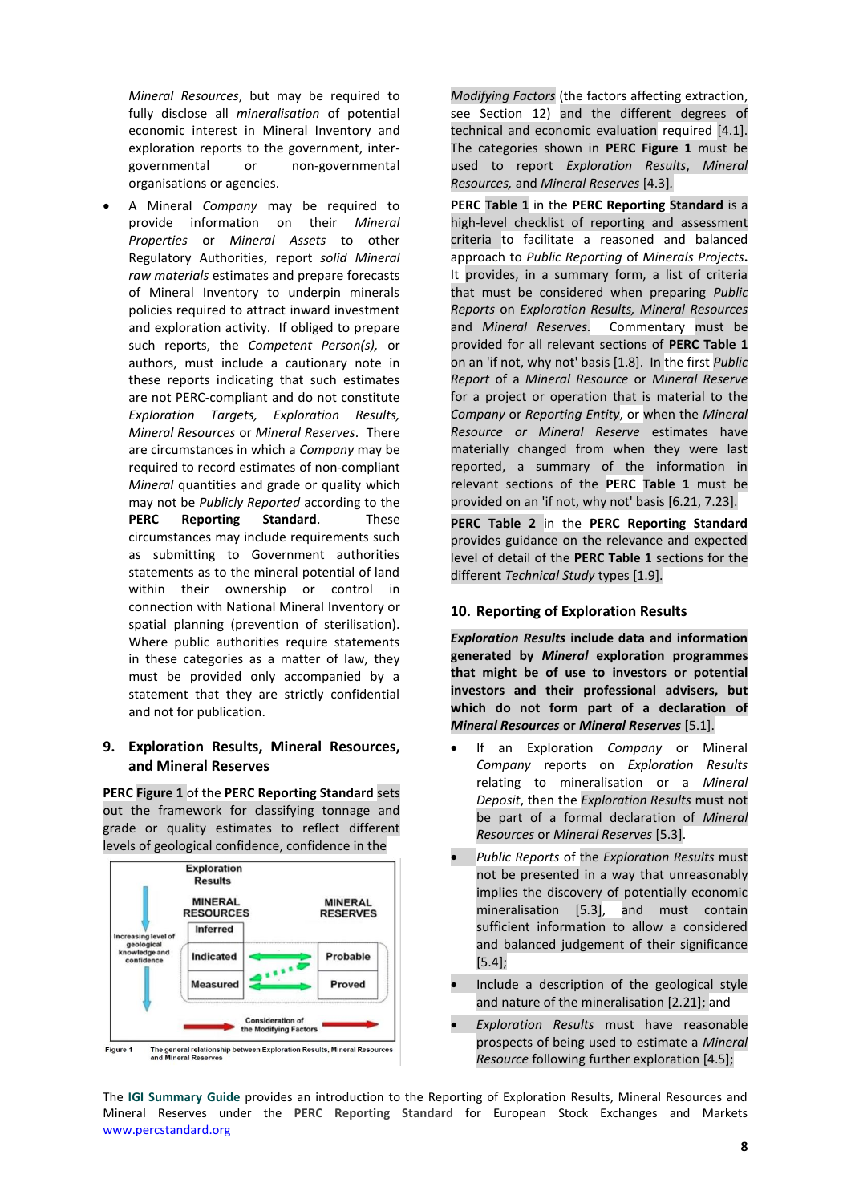*Mineral Resources*, but may be required to fully disclose all *mineralisation* of potential economic interest in Mineral Inventory and exploration reports to the government, inter-governmental or non-governmental organisations or agencies.

- A Mineral *Company* may be required to provide information on their *Mineral Properties* or *Mineral Assets* to other Regulatory Authorities, report *solid Mineral raw materials* estimates and prepare forecasts of Mineral Inventory to underpin minerals policies required to attract inward investment and exploration activity. If obliged to prepare such reports, the *Competent Person(s)*, or authors, must include a cautionary note in these reports indicating that such estimates are not PERC-compliant and do not constitute *Exploration Targets, Exploration Results, Mineral Resources* or *Mineral Reserves*. There are circumstances in which a *Company* may be required to record estimates of non-compliant *Mineral* quantities and grade or quality which may not be *Publicly Reported* according to the **PERC Reporting Standard**. These circumstances may include requirements such as submitting to Government authorities statements as to the mineral potential of land within their ownership or control in connection with National Mineral Inventory or spatial planning (prevention of sterilisation). Where public authorities require statements in these categories as a matter of law, they must be provided only accompanied by a statement that they are strictly confidential and not for publication.

## 9. Exploration Results, Mineral Resources, and Mineral Reserves

**PERC Figure 1** of the **PERC Reporting Standard** sets out the framework for classifying tonnage and grade or quality estimates to reflect different levels of geological confidence, confidence in the

Exploration Results
MINERAL RESOURCES
MINERAL RESERVES
Inferred
Indicated
Measured
Probable
Proved
Increasing level of geological knowledge and confidence
Consideration of the Modifying Factors

Figure 1 The general relationship between Exploration Results, Mineral Resources and Mineral Reserves

*Modifying Factors* (the factors affecting extraction, see Section 12) and the different degrees of technical and economic evaluation required [4.1]. The categories shown in **PERC Figure 1** must be used to report *Exploration Results*, *Mineral Resources*, and *Mineral Reserves* [4.3].

**PERC Table 1** in the **PERC Reporting Standard** is a high-level checklist of reporting and assessment criteria to facilitate a reasoned and balanced approach to *Public Reporting* of *Minerals Projects*. It provides, in a summary form, a list of criteria that must be considered when preparing *Public Reports* on *Exploration Results, Mineral Resources* and *Mineral Reserves*. Commentary must be provided for all relevant sections of **PERC Table 1** on an 'if not, why not' basis [1.8]. In the first *Public Report* of a *Mineral Resource* or *Mineral Reserve* for a project or operation that is material to the *Company* or *Reporting Entity*, or when the *Mineral Resource* or *Mineral Reserve* estimates have materially changed from when they were last reported, a summary of the information in relevant sections of the **PERC Table 1** must be provided on an 'if not, why not' basis [6.21, 7.23].

**PERC Table 2** in the **PERC Reporting Standard** provides guidance on the relevance and expected level of detail of the **PERC Table 1** sections for the different *Technical Study* types [1.9].

## 10. Reporting of Exploration Results

***Exploration Results* include data and information generated by *Mineral* exploration programmes that might be of use to investors or potential investors and their professional advisers, but which do not form part of a declaration of *Mineral Resources* or *Mineral Reserves*** [5.1].

- If an Exploration *Company* reports on *Exploration Results* relating to mineralisation or a *Mineral Deposit*, then the *Exploration Results* must not be part of a formal declaration of *Mineral Resources* or *Mineral Reserves* [5.3].
- *Public Reports* of the *Exploration Results* must not be presented in a way that unreasonably implies the discovery of potentially economic mineralisation [5.3], and must contain sufficient information to allow a considered and balanced judgement of their significance [5.4];
- Include a description of the geological style and nature of the mineralisation [2.21]; and
- *Exploration Results* must have reasonable prospects of being used to estimate a *Mineral Resource* following further exploration [4.5];

The **IGI Summary Guide** provides an introduction to the Reporting of Exploration Results, Mineral Resources and Mineral Reserves under the **PERC Reporting Standard** for European Stock Exchanges and Markets www.percstandard.org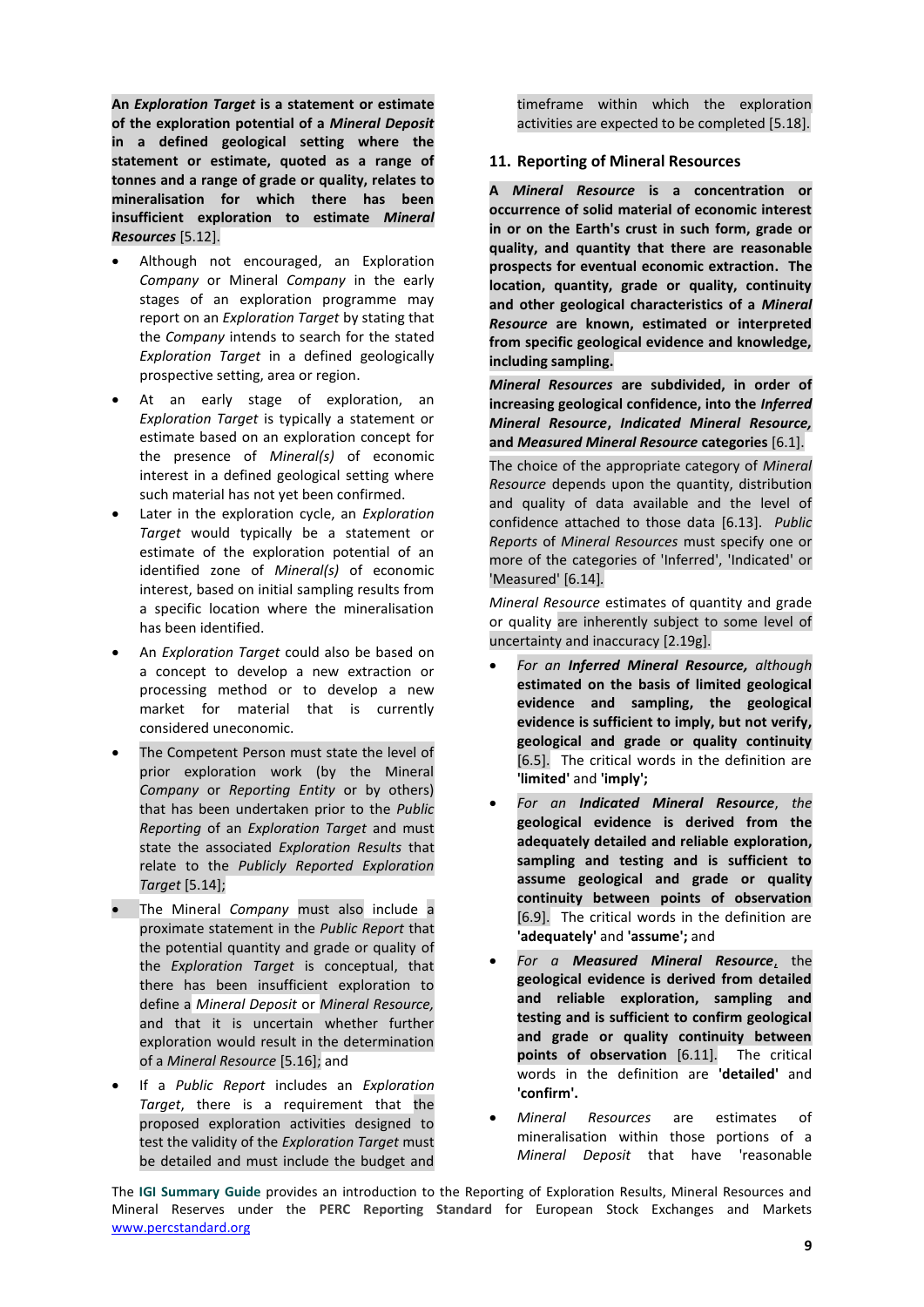**An *Exploration Target* is a statement or estimate of the exploration potential of a *Mineral Deposit* in a defined geological setting where the statement or estimate, quoted as a range of tonnes and a range of grade or quality, relates to mineralisation for which there has been insufficient exploration to estimate *Mineral Resources*** [5.12].

- Although not encouraged, an Exploration *Company* or Mineral *Company* in the early stages of an exploration programme may report on an *Exploration Target* by stating that the *Company* intends to search for the stated *Exploration Target* in a defined geologically prospective setting, area or region.
- At an early stage of exploration, an *Exploration Target* is typically a statement or estimate based on an exploration concept for the presence of *Mineral(s)* of economic interest in a defined geological setting where such material has not yet been confirmed.
- Later in the exploration cycle, an *Exploration Target* would typically be a statement or estimate of the exploration potential of an identified zone of *Mineral(s)* of economic interest, based on initial sampling results from a specific location where the mineralisation has been identified.
- An *Exploration Target* could also be based on a concept to develop a new extraction or processing method or to develop a new market for material that is currently considered uneconomic.
- The Competent Person must state the level of prior exploration work (by the Mineral *Company* or *Reporting Entity* or by others) that has been undertaken prior to the *Public Reporting* of an *Exploration Target* and must state the associated *Exploration Results* that relate to the *Publicly Reported Exploration Target* [5.14];
- The Mineral *Company* must also include a proximate statement in the *Public Report* that the potential quantity and grade or quality of the *Exploration Target* is conceptual, that there has been insufficient exploration to define a *Mineral Deposit* or *Mineral Resource,* and that it is uncertain whether further exploration would result in the determination of a *Mineral Resource* [5.16]; and
- If a *Public Report* includes an *Exploration Target*, there is a requirement that the proposed exploration activities designed to test the validity of the *Exploration Target* must be detailed and must include the budget and timeframe within which the exploration activities are expected to be completed [5.18].

## 11. Reporting of Mineral Resources

**A *Mineral Resource* is a concentration or occurrence of solid material of economic interest in or on the Earth's crust in such form, grade or quality, and quantity that there are reasonable prospects for eventual economic extraction. The location, quantity, grade or quality, continuity and other geological characteristics of a *Mineral Resource* are known, estimated or interpreted from specific geological evidence and knowledge, including sampling.**

***Mineral Resources* are subdivided, in order of increasing geological confidence, into the *Inferred Mineral Resource*, *Indicated Mineral Resource,* and *Measured Mineral Resource* categories** [6.1].

The choice of the appropriate category of *Mineral Resource* depends upon the quantity, distribution and quality of data available and the level of confidence attached to those data [6.13]. *Public Reports* of *Mineral Resources* must specify one or more of the categories of 'Inferred', 'Indicated' or 'Measured' [6.14].

*Mineral Resource* estimates of quantity and grade or quality are inherently subject to some level of uncertainty and inaccuracy [2.19g].

- *For an* ***Inferred Mineral Resource,*** *although* **estimated on the basis of limited geological evidence and sampling, the geological evidence is sufficient to imply, but not verify, geological and grade or quality continuity** [6.5]. The critical words in the definition are **'limited'** and **'imply';**
- *For an* ***Indicated Mineral Resource***, *the* **geological evidence is derived from the adequately detailed and reliable exploration, sampling and testing and is sufficient to assume geological and grade or quality continuity between points of observation** [6.9]. The critical words in the definition are **'adequately'** and **'assume';** and
- *For a* ***Measured Mineral Resource***, the **geological evidence is derived from detailed and reliable exploration, sampling and testing and is sufficient to confirm geological and grade or quality continuity between points of observation** [6.11]. The critical words in the definition are **'detailed'** and **'confirm'.**
- *Mineral Resources* are estimates of mineralisation within those portions of a *Mineral Deposit* that have 'reasonable

The **IGI Summary Guide** provides an introduction to the Reporting of Exploration Results, Mineral Resources and Mineral Reserves under the **PERC Reporting Standard** for European Stock Exchanges and Markets www.percstandard.org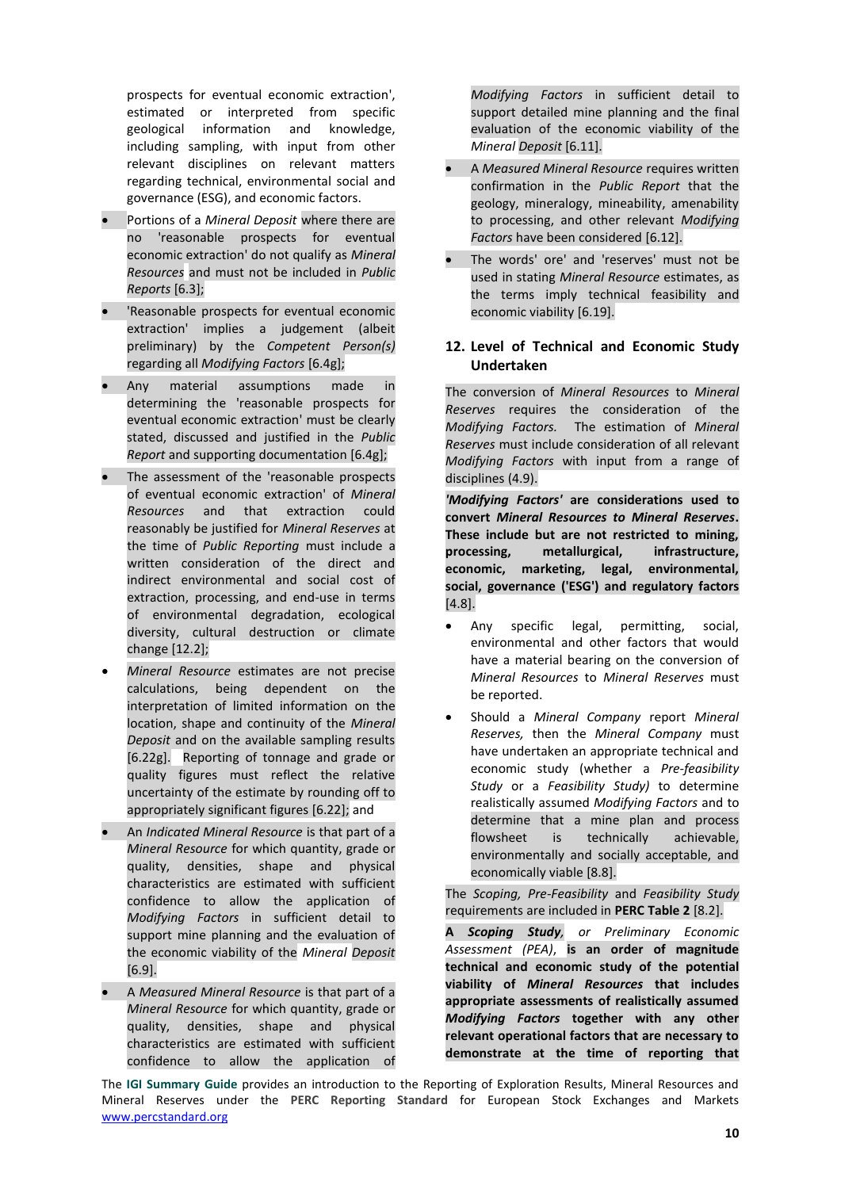prospects for eventual economic extraction', estimated or interpreted from specific geological information and knowledge, including sampling, with input from other relevant disciplines on relevant matters regarding technical, environmental social and governance (ESG), and economic factors.

- Portions of a *Mineral Deposit* where there are no 'reasonable prospects for eventual economic extraction' do not qualify as *Mineral Resources* and must not be included in *Public Reports* [6.3];
- 'Reasonable prospects for eventual economic extraction' implies a judgement (albeit preliminary) by the *Competent Person(s)* regarding all *Modifying Factors* [6.4g];
- Any material assumptions made in determining the 'reasonable prospects for eventual economic extraction' must be clearly stated, discussed and justified in the *Public Report* and supporting documentation [6.4g];
- The assessment of the 'reasonable prospects of eventual economic extraction' of *Mineral Resources* and that extraction could reasonably be justified for *Mineral Reserves* at the time of *Public Reporting* must include a written consideration of the direct and indirect environmental and social cost of extraction, processing, and end-use in terms of environmental degradation, ecological diversity, cultural destruction or climate change [12.2];
- *Mineral Resource* estimates are not precise calculations, being dependent on the interpretation of limited information on the location, shape and continuity of the *Mineral Deposit* and on the available sampling results [6.22g]. Reporting of tonnage and grade or quality figures must reflect the relative uncertainty of the estimate by rounding off to appropriately significant figures [6.22]; and
- An *Indicated Mineral Resource* is that part of a *Mineral Resource* for which quantity, grade or quality, densities, shape and physical characteristics are estimated with sufficient confidence to allow the application of *Modifying Factors* in sufficient detail to support mine planning and the evaluation of the economic viability of the *Mineral Deposit* [6.9].
- A *Measured Mineral Resource* is that part of a *Mineral Resource* for which quantity, grade or quality, densities, shape and physical characteristics are estimated with sufficient confidence to allow the application of *Modifying Factors* in sufficient detail to support detailed mine planning and the final evaluation of the economic viability of the *Mineral Deposit* [6.11].
- A *Measured Mineral Resource* requires written confirmation in the *Public Report* that the geology, mineralogy, mineability, amenability to processing, and other relevant *Modifying Factors* have been considered [6.12].
- The words' ore' and 'reserves' must not be used in stating *Mineral Resource* estimates, as the terms imply technical feasibility and economic viability [6.19].

## 12. Level of Technical and Economic Study Undertaken

The conversion of *Mineral Resources* to *Mineral Reserves* requires the consideration of the *Modifying Factors*. The estimation of *Mineral Reserves* must include consideration of all relevant *Modifying Factors* with input from a range of disciplines (4.9).

***'Modifying Factors'* are considerations used to convert *Mineral Resources* to *Mineral Reserves*. These include but are not restricted to mining, processing, metallurgical, infrastructure, economic, marketing, legal, environmental, social, governance ('ESG') and regulatory factors** [4.8].

- Any specific legal, permitting, social, environmental and other factors that would have a material bearing on the conversion of *Mineral Resources* to *Mineral Reserves* must be reported.
- Should a *Mineral Company* report *Mineral Reserves,* then the *Mineral Company* must have undertaken an appropriate technical and economic study (whether a *Pre-feasibility Study* or a *Feasibility Study)* to determine realistically assumed *Modifying Factors* and to determine that a mine plan and process flowsheet is technically achievable, environmentally and socially acceptable, and economically viable [8.8].

The *Scoping, Pre-Feasibility* and *Feasibility Study* requirements are included in **PERC Table 2** [8.2].

**A *Scoping Study*,** *or Preliminary Economic Assessment (PEA)*, **is an order of magnitude technical and economic study of the potential viability of *Mineral Resources* that includes appropriate assessments of realistically assumed *Modifying Factors* together with any other relevant operational factors that are necessary to demonstrate at the time of reporting that**

The **IGI Summary Guide** provides an introduction to the Reporting of Exploration Results, Mineral Resources and Mineral Reserves under the **PERC Reporting Standard** for European Stock Exchanges and Markets www.percstandard.org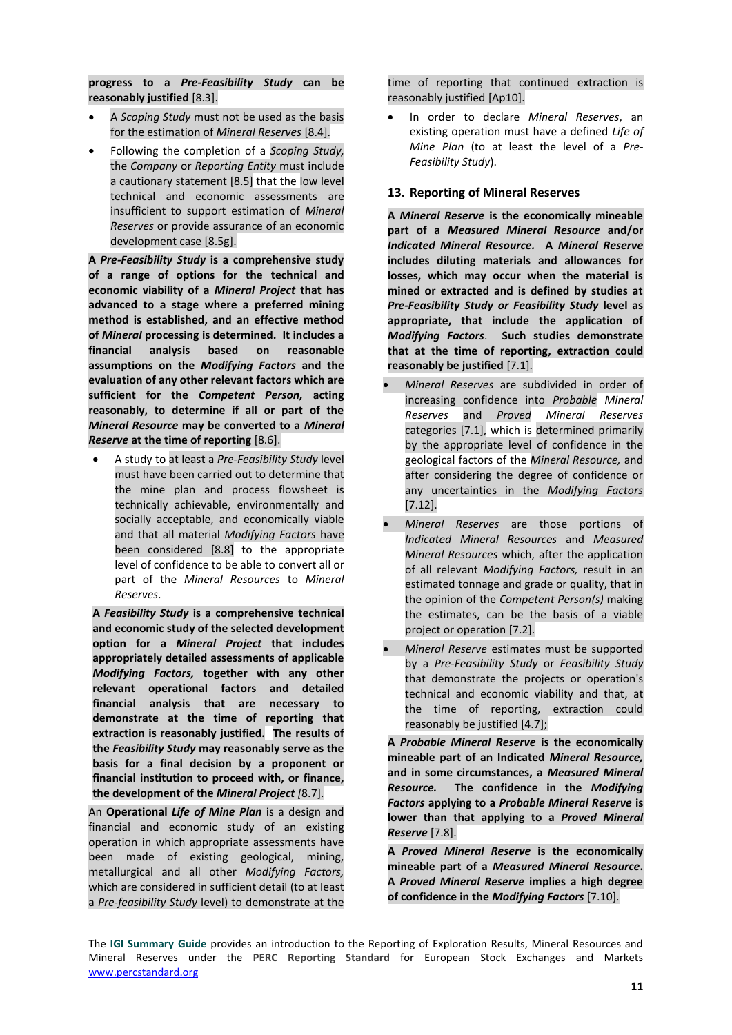**progress to a *Pre-Feasibility Study* can be reasonably justified** [8.3].

- A *Scoping Study* must not be used as the basis for the estimation of *Mineral Reserves* [8.4].
- Following the completion of a *Scoping Study*, the *Company* or *Reporting Entity* must include a cautionary statement [8.5] that the low level technical and economic assessments are insufficient to support estimation of *Mineral Reserves* or provide assurance of an economic development case [8.5g].

**A *Pre-Feasibility Study* is a comprehensive study of a range of options for the technical and economic viability of a *Mineral Project* that has advanced to a stage where a preferred mining method is established, and an effective method of *Mineral* processing is determined. It includes a financial analysis based on reasonable assumptions on the *Modifying Factors* and the evaluation of any other relevant factors which are sufficient for the *Competent Person,* acting reasonably, to determine if all or part of the *Mineral Resource* may be converted to a *Mineral Reserve* at the time of reporting** [8.6].

- A study to at least a *Pre-Feasibility Study* level must have been carried out to determine that the mine plan and process flowsheet is technically achievable, environmentally and socially acceptable, and economically viable and that all material *Modifying Factors* have been considered [8.8] to the appropriate level of confidence to be able to convert all or part of the *Mineral Resources* to *Mineral Reserves*.

**A *Feasibility Study* is a comprehensive technical and economic study of the selected development option for a *Mineral Project* that includes appropriately detailed assessments of applicable *Modifying Factors,* together with any other relevant operational factors and detailed financial analysis that are necessary to demonstrate at the time of reporting that extraction is reasonably justified. The results of the *Feasibility Study* may reasonably serve as the basis for a final decision by a proponent or financial institution to proceed with, or finance, the development of the *Mineral Project*** *[*8.7].

An **Operational *Life of Mine Plan*** is a design and financial and economic study of an existing operation in which appropriate assessments have been made of existing geological, mining, metallurgical and all other *Modifying Factors,* which are considered in sufficient detail (to at least a *Pre-feasibility Study* level) to demonstrate at the time of reporting that continued extraction is reasonably justified [Ap10].

- In order to declare *Mineral Reserves*, an existing operation must have a defined *Life of Mine Plan* (to at least the level of a *Pre-Feasibility Study*).

## 13. Reporting of Mineral Reserves

**A *Mineral Reserve* is the economically mineable part of a *Measured Mineral Resource* and/or *Indicated Mineral Resource.* A *Mineral Reserve* includes diluting materials and allowances for losses, which may occur when the material is mined or extracted and is defined by studies at *Pre-Feasibility Study or Feasibility Study* level as appropriate, that include the application of *Modifying Factors*. Such studies demonstrate that at the time of reporting, extraction could reasonably be justified** [7.1].

- *Mineral Reserves* are subdivided in order of increasing confidence into *Probable Mineral Reserves* and *Proved Mineral Reserves* categories [7.1], which is determined primarily by the appropriate level of confidence in the geological factors of the *Mineral Resource,* and after considering the degree of confidence or any uncertainties in the *Modifying Factors* [7.12].
- *Mineral Reserves* are those portions of *Indicated Mineral Resources* and *Measured Mineral Resources* which, after the application of all relevant *Modifying Factors,* result in an estimated tonnage and grade or quality, that in the opinion of the *Competent Person(s)* making the estimates, can be the basis of a viable project or operation [7.2].
- *Mineral Reserve* estimates must be supported by a *Pre-Feasibility Study* or *Feasibility Study* that demonstrate the projects or operation's technical and economic viability and that, at the time of reporting, extraction could reasonably be justified [4.7];

**A *Probable Mineral Reserve* is the economically mineable part of an Indicated *Mineral Resource,* and in some circumstances, a *Measured Mineral Resource.* The confidence in the *Modifying Factors* applying to a *Probable Mineral Reserve* is lower than that applying to a *Proved Mineral Reserve*** [7.8].

**A *Proved Mineral Reserve* is the economically mineable part of a *Measured Mineral Resource*. A *Proved Mineral Reserve* implies a high degree of confidence in the *Modifying Factors*** [7.10].

The **IGI Summary Guide** provides an introduction to the Reporting of Exploration Results, Mineral Resources and Mineral Reserves under the **PERC Reporting Standard** for European Stock Exchanges and Markets www.percstandard.org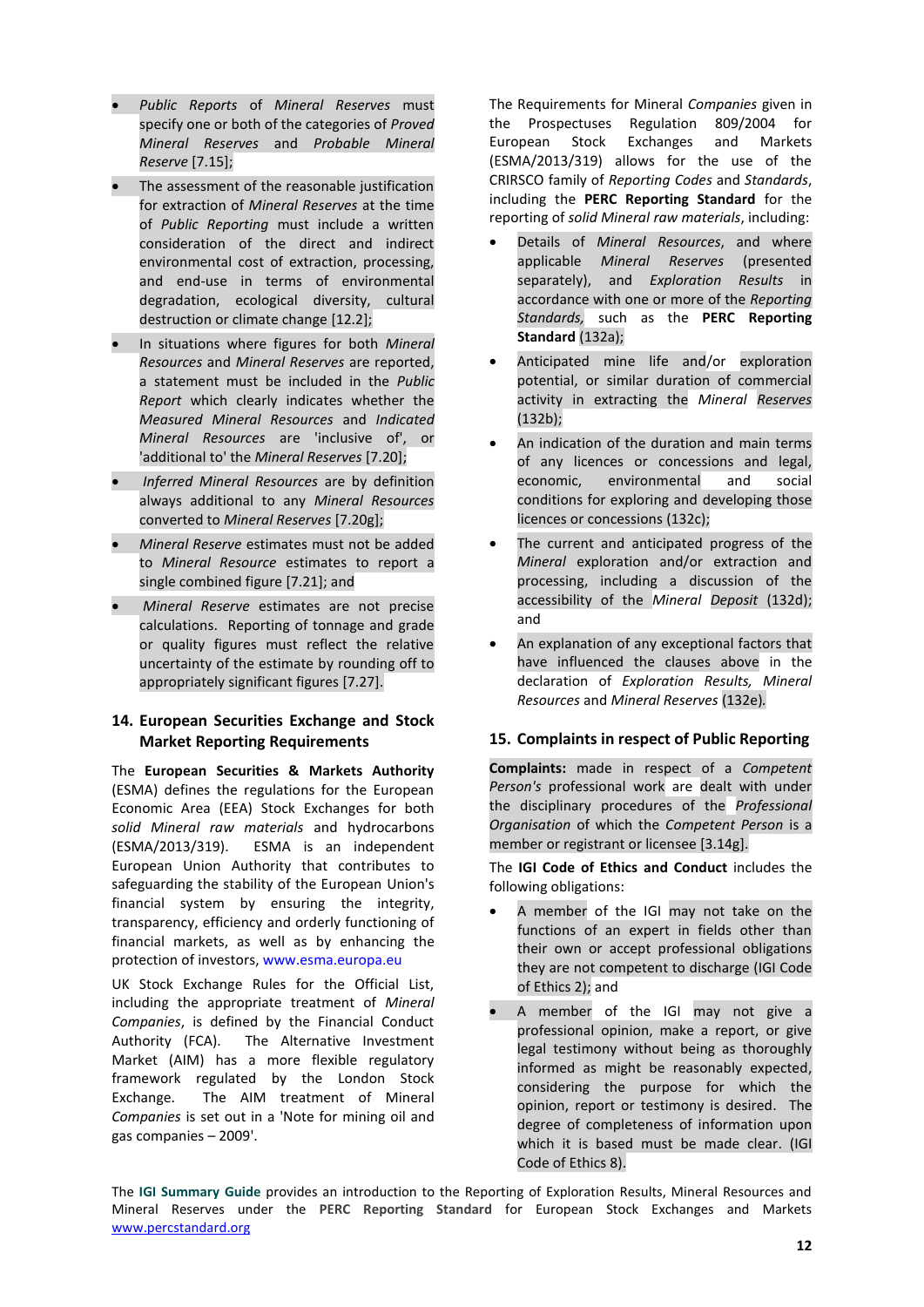- *Public Reports* of *Mineral Reserves* must specify one or both of the categories of *Proved Mineral Reserves* and *Probable Mineral Reserve* [7.15];
- The assessment of the reasonable justification for extraction of *Mineral Reserves* at the time of *Public Reporting* must include a written consideration of the direct and indirect environmental cost of extraction, processing, and end-use in terms of environmental degradation, ecological diversity, cultural destruction or climate change [12.2];
- In situations where figures for both *Mineral Resources* and *Mineral Reserves* are reported, a statement must be included in the *Public Report* which clearly indicates whether the *Measured Mineral Resources* and *Indicated Mineral Resources* are 'inclusive of', or 'additional to' the *Mineral Reserves* [7.20];
- *Inferred Mineral Resources* are by definition always additional to any *Mineral Resources* converted to *Mineral Reserves* [7.20g];
- *Mineral Reserve* estimates must not be added to *Mineral Resource* estimates to report a single combined figure [7.21]; and
- *Mineral Reserve* estimates are not precise calculations. Reporting of tonnage and grade or quality figures must reflect the relative uncertainty of the estimate by rounding off to appropriately significant figures [7.27].

## 14. European Securities Exchange and Stock Market Reporting Requirements

The **European Securities & Markets Authority** (ESMA) defines the regulations for the European Economic Area (EEA) Stock Exchanges for both *solid Mineral raw materials* and hydrocarbons (ESMA/2013/319). ESMA is an independent European Union Authority that contributes to safeguarding the stability of the European Union's financial system by ensuring the integrity, transparency, efficiency and orderly functioning of financial markets, as well as by enhancing the protection of investors, www.esma.europa.eu

UK Stock Exchange Rules for the Official List, including the appropriate treatment of *Mineral Companies*, is defined by the Financial Conduct Authority (FCA). The Alternative Investment Market (AIM) has a more flexible regulatory framework regulated by the London Stock Exchange. The AIM treatment of Mineral *Companies* is set out in a 'Note for mining oil and gas companies – 2009'.

The Requirements for Mineral *Companies* given in the Prospectuses Regulation 809/2004 for European Stock Exchanges and Markets (ESMA/2013/319) allows for the use of the CRIRSCO family of *Reporting Codes* and *Standards*, including the **PERC Reporting Standard** for the reporting of *solid Mineral raw materials*, including:

- Details of *Mineral Resources*, and where applicable *Mineral Reserves* (presented separately), and *Exploration Results* in accordance with one or more of the *Reporting Standards,* such as the **PERC Reporting Standard** (132a);
- Anticipated mine life and/or exploration potential, or similar duration of commercial activity in extracting the *Mineral Reserves* (132b);
- An indication of the duration and main terms of any licences or concessions and legal, economic, environmental and social conditions for exploring and developing those licences or concessions (132c);
- The current and anticipated progress of the *Mineral* exploration and/or extraction and processing, including a discussion of the accessibility of the *Mineral Deposit* (132d); and
- An explanation of any exceptional factors that have influenced the clauses above in the declaration of *Exploration Results, Mineral Resources* and *Mineral Reserves* (132e).

## 15. Complaints in respect of Public Reporting

**Complaints:** made in respect of a *Competent Person's* professional work are dealt with under the disciplinary procedures of the *Professional Organisation* of which the *Competent Person* is a member or registrant or licensee [3.14g].

The **IGI Code of Ethics and Conduct** includes the following obligations:

- A member of the IGI may not take on the functions of an expert in fields other than their own or accept professional obligations they are not competent to discharge (IGI Code of Ethics 2); and
- A member of the IGI may not give a professional opinion, make a report, or give legal testimony without being as thoroughly informed as might be reasonably expected, considering the purpose for which the opinion, report or testimony is desired. The degree of completeness of information upon which it is based must be made clear. (IGI Code of Ethics 8).

The **IGI Summary Guide** provides an introduction to the Reporting of Exploration Results, Mineral Resources and Mineral Reserves under the **PERC Reporting Standard** for European Stock Exchanges and Markets www.percstandard.org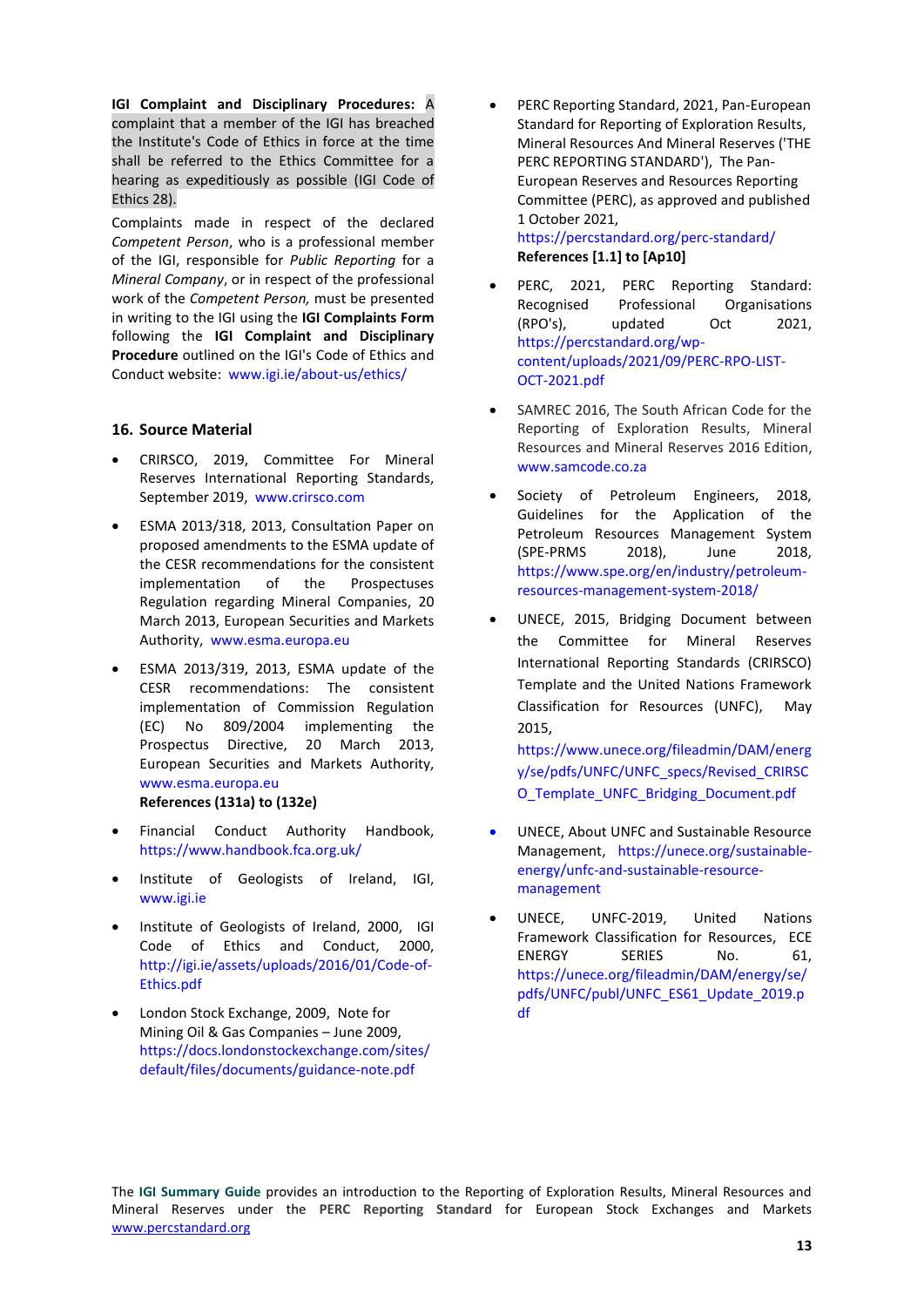**IGI Complaint and Disciplinary Procedures:** A complaint that a member of the IGI has breached the Institute's Code of Ethics in force at the time shall be referred to the Ethics Committee for a hearing as expeditiously as possible (IGI Code of Ethics 28).

Complaints made in respect of the declared *Competent Person*, who is a professional member of the IGI, responsible for *Public Reporting* for a *Mineral Company*, or in respect of the professional work of the *Competent Person,* must be presented in writing to the IGI using the **IGI Complaints Form** following the **IGI Complaint and Disciplinary Procedure** outlined on the IGI's Code of Ethics and Conduct website: www.igi.ie/about-us/ethics/

## 16. Source Material

- CRIRSCO, 2019, Committee For Mineral Reserves International Reporting Standards, September 2019, www.crirsco.com
- ESMA 2013/318, 2013, Consultation Paper on proposed amendments to the ESMA update of the CESR recommendations for the consistent implementation of the Prospectuses Regulation regarding Mineral Companies, 20 March 2013, European Securities and Markets Authority, www.esma.europa.eu
- ESMA 2013/319, 2013, ESMA update of the CESR recommendations: The consistent implementation of Commission Regulation (EC) No 809/2004 implementing the Prospectus Directive, 20 March 2013, European Securities and Markets Authority, www.esma.europa.eu
  **References (131a) to (132e)**
- Financial Conduct Authority Handbook, https://www.handbook.fca.org.uk/
- Institute of Geologists of Ireland, IGI, www.igi.ie
- Institute of Geologists of Ireland, 2000, IGI Code of Ethics and Conduct, 2000, http://igi.ie/assets/uploads/2016/01/Code-of-Ethics.pdf
- London Stock Exchange, 2009, Note for Mining Oil & Gas Companies – June 2009, https://docs.londonstockexchange.com/sites/default/files/documents/guidance-note.pdf
- PERC Reporting Standard, 2021, Pan-European Standard for Reporting of Exploration Results, Mineral Resources And Mineral Reserves ('THE PERC REPORTING STANDARD'), The Pan-European Reserves and Resources Reporting Committee (PERC), as approved and published 1 October 2021, https://percstandard.org/perc-standard/
  **References [1.1] to [Ap10]**
- PERC, 2021, PERC Reporting Standard: Recognised Professional Organisations (RPO's), updated Oct 2021, https://percstandard.org/wp-content/uploads/2021/09/PERC-RPO-LIST-OCT-2021.pdf
- SAMREC 2016, The South African Code for the Reporting of Exploration Results, Mineral Resources and Mineral Reserves 2016 Edition, www.samcode.co.za
- Society of Petroleum Engineers, 2018, Guidelines for the Application of the Petroleum Resources Management System (SPE-PRMS 2018), June 2018, https://www.spe.org/en/industry/petroleum-resources-management-system-2018/
- UNECE, 2015, Bridging Document between the Committee for Mineral Reserves International Reporting Standards (CRIRSCO) Template and the United Nations Framework Classification for Resources (UNFC), May 2015, https://www.unece.org/fileadmin/DAM/energy/se/pdfs/UNFC/UNFC_specs/Revised_CRIRSCO_Template_UNFC_Bridging_Document.pdf
- UNECE, About UNFC and Sustainable Resource Management, https://unece.org/sustainable-energy/unfc-and-sustainable-resource-management
- UNECE, UNFC-2019, United Nations Framework Classification for Resources, ECE ENERGY SERIES No. 61, https://unece.org/fileadmin/DAM/energy/se/pdfs/UNFC/publ/UNFC_ES61_Update_2019.pdf

The **IGI Summary Guide** provides an introduction to the Reporting of Exploration Results, Mineral Resources and Mineral Reserves under the **PERC Reporting Standard** for European Stock Exchanges and Markets www.percstandard.org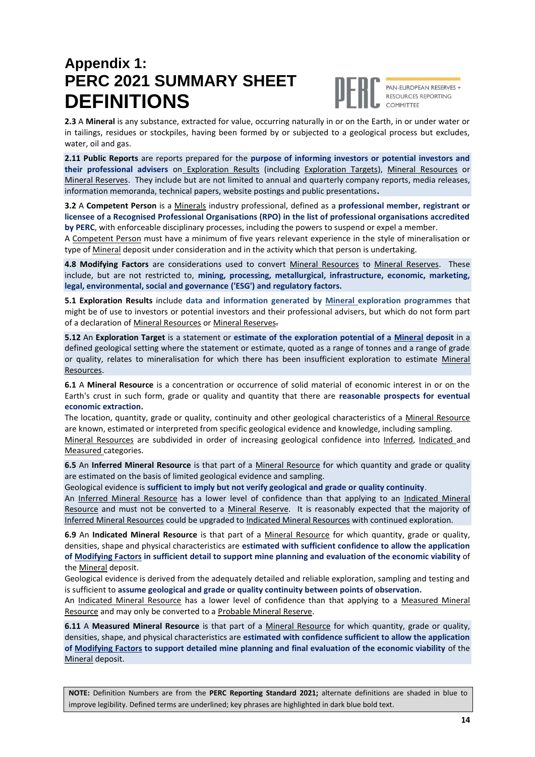# Appendix 1: PERC 2021 SUMMARY SHEET DEFINITIONS

PAN-EUROPEAN RESERVES + RESOURCES REPORTING COMMITTEE

**2.3** A **Mineral** is any substance, extracted for value, occurring naturally in or on the Earth, in or under water or in tailings, residues or stockpiles, having been formed by or subjected to a geological process but excludes, water, oil and gas.

**2.11 Public Reports** are reports prepared for the **purpose of informing investors or potential investors and their professional advisers** on Exploration Results (including Exploration Targets), Mineral Resources or Mineral Reserves. They include but are not limited to annual and quarterly company reports, media releases, information memoranda, technical papers, website postings and public presentations.

**3.2** A **Competent Person** is a Minerals industry professional, defined as a **professional member, registrant or licensee of a Recognised Professional Organisations (RPO) in the list of professional organisations accredited by PERC**, with enforceable disciplinary processes, including the powers to suspend or expel a member.

A Competent Person must have a minimum of five years relevant experience in the style of mineralisation or type of Mineral deposit under consideration and in the activity which that person is undertaking.

**4.8 Modifying Factors** are considerations used to convert Mineral Resources to Mineral Reserves. These include, but are not restricted to, **mining, processing, metallurgical, infrastructure, economic, marketing, legal, environmental, social and governance ('ESG') and regulatory factors.**

**5.1 Exploration Results** include **data and information generated by Mineral exploration programmes** that might be of use to investors or potential investors and their professional advisers, but which do not form part of a declaration of Mineral Resources or Mineral Reserves.

**5.12** An **Exploration Target** is a statement or **estimate of the exploration potential of a Mineral deposit** in a defined geological setting where the statement or estimate, quoted as a range of tonnes and a range of grade or quality, relates to mineralisation for which there has been insufficient exploration to estimate Mineral Resources.

**6.1** A **Mineral Resource** is a concentration or occurrence of solid material of economic interest in or on the Earth's crust in such form, grade or quality and quantity that there are **reasonable prospects for eventual economic extraction.**

The location, quantity, grade or quality, continuity and other geological characteristics of a Mineral Resource are known, estimated or interpreted from specific geological evidence and knowledge, including sampling.

Mineral Resources are subdivided in order of increasing geological confidence into Inferred, Indicated and Measured categories.

**6.5** An **Inferred Mineral Resource** is that part of a Mineral Resource for which quantity and grade or quality are estimated on the basis of limited geological evidence and sampling.

Geological evidence is **sufficient to imply but not verify geological and grade or quality continuity**.

An Inferred Mineral Resource has a lower level of confidence than that applying to an Indicated Mineral Resource and must not be converted to a Mineral Reserve. It is reasonably expected that the majority of Inferred Mineral Resources could be upgraded to Indicated Mineral Resources with continued exploration.

**6.9** An **Indicated Mineral Resource** is that part of a Mineral Resource for which quantity, grade or quality, densities, shape and physical characteristics are **estimated with sufficient confidence to allow the application of Modifying Factors in sufficient detail to support mine planning and evaluation of the economic viability** of the Mineral deposit.

Geological evidence is derived from the adequately detailed and reliable exploration, sampling and testing and is sufficient to **assume geological and grade or quality continuity between points of observation.**

An Indicated Mineral Resource has a lower level of confidence than that applying to a Measured Mineral Resource and may only be converted to a Probable Mineral Reserve.

**6.11** A **Measured Mineral Resource** is that part of a Mineral Resource for which quantity, grade or quality, densities, shape, and physical characteristics are **estimated with confidence sufficient to allow the application of Modifying Factors to support detailed mine planning and final evaluation of the economic viability** of the Mineral deposit.

**NOTE:** Definition Numbers are from the **PERC Reporting Standard 2021;** alternate definitions are shaded in blue to improve legibility. Defined terms are underlined; key phrases are highlighted in dark blue bold text.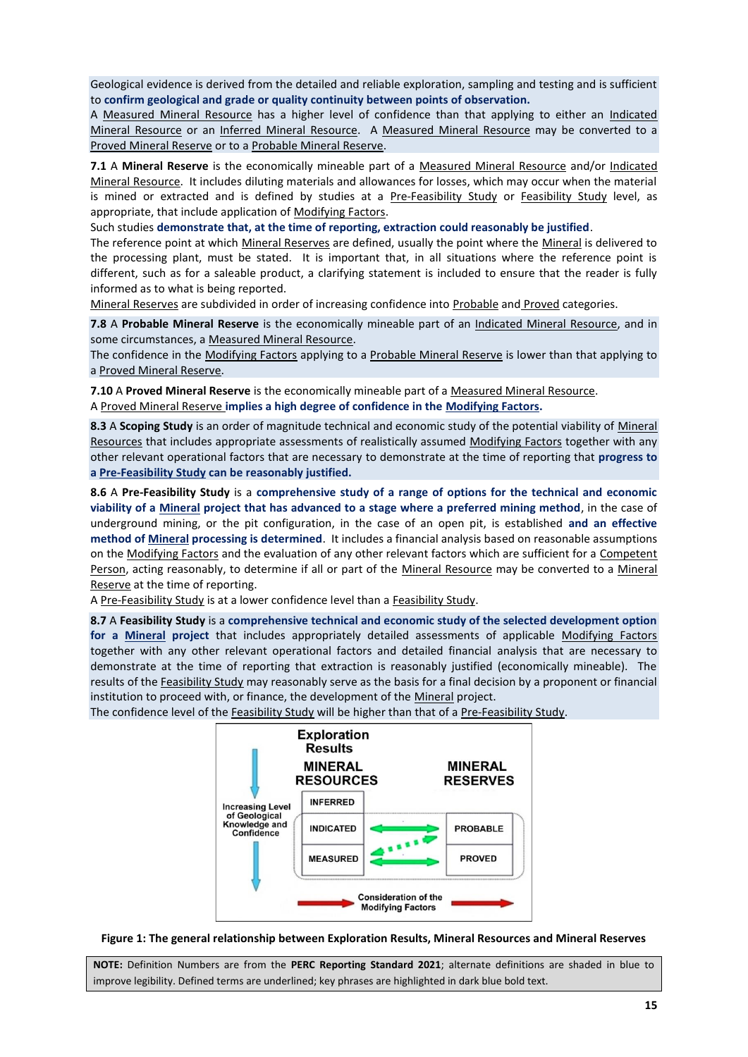Geological evidence is derived from the detailed and reliable exploration, sampling and testing and is sufficient to **confirm geological and grade or quality continuity between points of observation.**

A Measured Mineral Resource has a higher level of confidence than that applying to either an Indicated Mineral Resource or an Inferred Mineral Resource. A Measured Mineral Resource may be converted to a Proved Mineral Reserve or to a Probable Mineral Reserve.

**7.1** A **Mineral Reserve** is the economically mineable part of a Measured Mineral Resource and/or Indicated Mineral Resource. It includes diluting materials and allowances for losses, which may occur when the material is mined or extracted and is defined by studies at a Pre-Feasibility Study or Feasibility Study level, as appropriate, that include application of Modifying Factors.

Such studies **demonstrate that, at the time of reporting, extraction could reasonably be justified**.

The reference point at which Mineral Reserves are defined, usually the point where the Mineral is delivered to the processing plant, must be stated. It is important that, in all situations where the reference point is different, such as for a saleable product, a clarifying statement is included to ensure that the reader is fully informed as to what is being reported.

Mineral Reserves are subdivided in order of increasing confidence into Probable and Proved categories.

**7.8** A **Probable Mineral Reserve** is the economically mineable part of an Indicated Mineral Resource, and in some circumstances, a Measured Mineral Resource.

The confidence in the Modifying Factors applying to a Probable Mineral Reserve is lower than that applying to a Proved Mineral Reserve.

**7.10** A **Proved Mineral Reserve** is the economically mineable part of a Measured Mineral Resource.

A Proved Mineral Reserve **implies a high degree of confidence in the Modifying Factors.**

**8.3** A **Scoping Study** is an order of magnitude technical and economic study of the potential viability of Mineral Resources that includes appropriate assessments of realistically assumed Modifying Factors together with any other relevant operational factors that are necessary to demonstrate at the time of reporting that **progress to a Pre-Feasibility Study can be reasonably justified.**

**8.6** A **Pre-Feasibility Study** is a **comprehensive study of a range of options for the technical and economic viability of a Mineral project that has advanced to a stage where a preferred mining method**, in the case of underground mining, or the pit configuration, in the case of an open pit, is established **and an effective method of Mineral processing is determined**. It includes a financial analysis based on reasonable assumptions on the Modifying Factors and the evaluation of any other relevant factors which are sufficient for a Competent Person, acting reasonably, to determine if all or part of the Mineral Resource may be converted to a Mineral Reserve at the time of reporting.

A Pre-Feasibility Study is at a lower confidence level than a Feasibility Study.

**8.7** A **Feasibility Study** is a **comprehensive technical and economic study of the selected development option for a Mineral project** that includes appropriately detailed assessments of applicable Modifying Factors together with any other relevant operational factors and detailed financial analysis that are necessary to demonstrate at the time of reporting that extraction is reasonably justified (economically mineable). The results of the Feasibility Study may reasonably serve as the basis for a final decision by a proponent or financial institution to proceed with, or finance, the development of the Mineral project.

The confidence level of the Feasibility Study will be higher than that of a Pre-Feasibility Study.

Exploration Results

MINERAL RESOURCES

MINERAL RESERVES

Increasing Level of Geological Knowledge and Confidence

INFERRED

INDICATED

MEASURED

PROBABLE

PROVED

Consideration of the Modifying Factors

**Figure 1: The general relationship between Exploration Results, Mineral Resources and Mineral Reserves**

**NOTE:** Definition Numbers are from the **PERC Reporting Standard 2021**; alternate definitions are shaded in blue to improve legibility. Defined terms are underlined; key phrases are highlighted in dark blue bold text.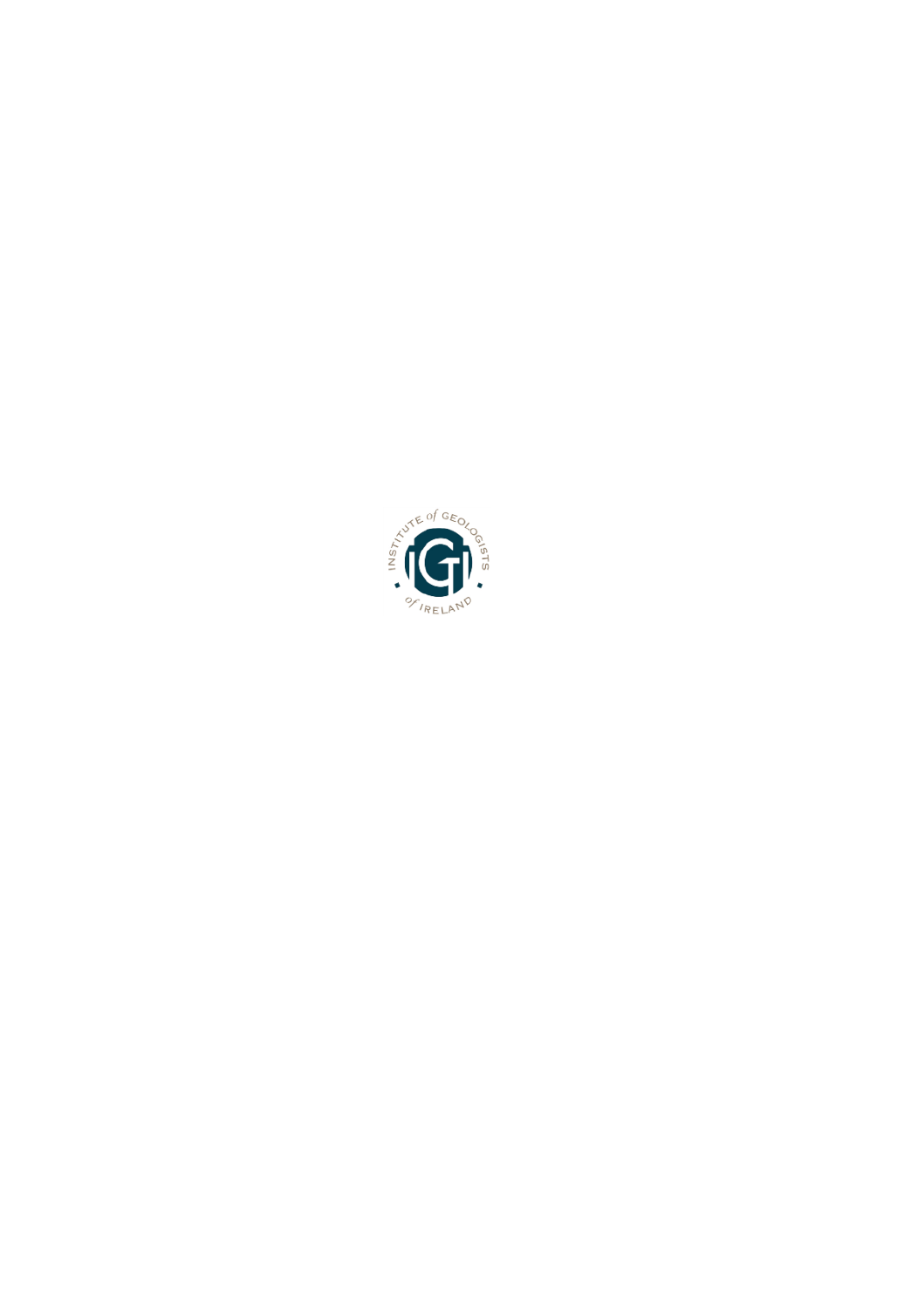INSTITUTE of GEOLOGISTS of IRELAND